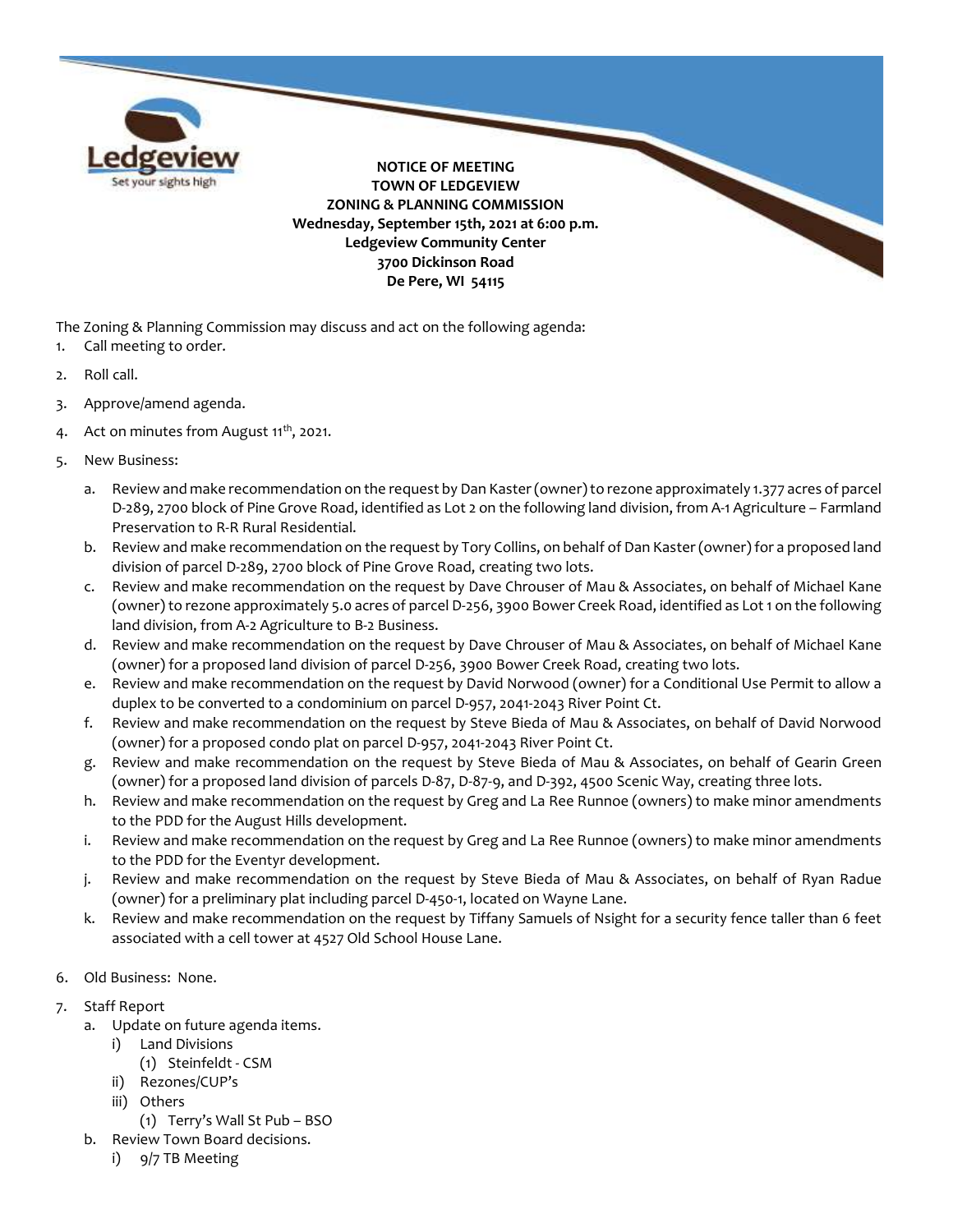Ledgeview
Set your sights high

**NOTICE OF MEETING**
**TOWN OF LEDGEVIEW**
**ZONING & PLANNING COMMISSION**
**Wednesday, September 15th, 2021 at 6:00 p.m.**
**Ledgeview Community Center**
**3700 Dickinson Road**
**De Pere, WI 54115**

The Zoning & Planning Commission may discuss and act on the following agenda:

1. Call meeting to order.
2. Roll call.
3. Approve/amend agenda.
4. Act on minutes from August 11th, 2021.
5. New Business:
   a. Review and make recommendation on the request by Dan Kaster (owner) to rezone approximately 1.377 acres of parcel D-289, 2700 block of Pine Grove Road, identified as Lot 2 on the following land division, from A-1 Agriculture – Farmland Preservation to R-R Rural Residential.
   b. Review and make recommendation on the request by Tory Collins, on behalf of Dan Kaster (owner) for a proposed land division of parcel D-289, 2700 block of Pine Grove Road, creating two lots.
   c. Review and make recommendation on the request by Dave Chrouser of Mau & Associates, on behalf of Michael Kane (owner) to rezone approximately 5.0 acres of parcel D-256, 3900 Bower Creek Road, identified as Lot 1 on the following land division, from A-2 Agriculture to B-2 Business.
   d. Review and make recommendation on the request by Dave Chrouser of Mau & Associates, on behalf of Michael Kane (owner) for a proposed land division of parcel D-256, 3900 Bower Creek Road, creating two lots.
   e. Review and make recommendation on the request by David Norwood (owner) for a Conditional Use Permit to allow a duplex to be converted to a condominium on parcel D-957, 2041-2043 River Point Ct.
   f. Review and make recommendation on the request by Steve Bieda of Mau & Associates, on behalf of David Norwood (owner) for a proposed condo plat on parcel D-957, 2041-2043 River Point Ct.
   g. Review and make recommendation on the request by Steve Bieda of Mau & Associates, on behalf of Gearin Green (owner) for a proposed land division of parcels D-87, D-87-9, and D-392, 4500 Scenic Way, creating three lots.
   h. Review and make recommendation on the request by Greg and La Ree Runnoe (owners) to make minor amendments to the PDD for the August Hills development.
   i. Review and make recommendation on the request by Greg and La Ree Runnoe (owners) to make minor amendments to the PDD for the Eventyr development.
   j. Review and make recommendation on the request by Steve Bieda of Mau & Associates, on behalf of Ryan Radue (owner) for a preliminary plat including parcel D-450-1, located on Wayne Lane.
   k. Review and make recommendation on the request by Tiffany Samuels of Nsight for a security fence taller than 6 feet associated with a cell tower at 4527 Old School House Lane.
6. Old Business: None.
7. Staff Report
   a. Update on future agenda items.
      i) Land Divisions
         (1) Steinfeldt - CSM
      ii) Rezones/CUP's
      iii) Others
         (1) Terry's Wall St Pub – BSO
   b. Review Town Board decisions.
      i) 9/7 TB Meeting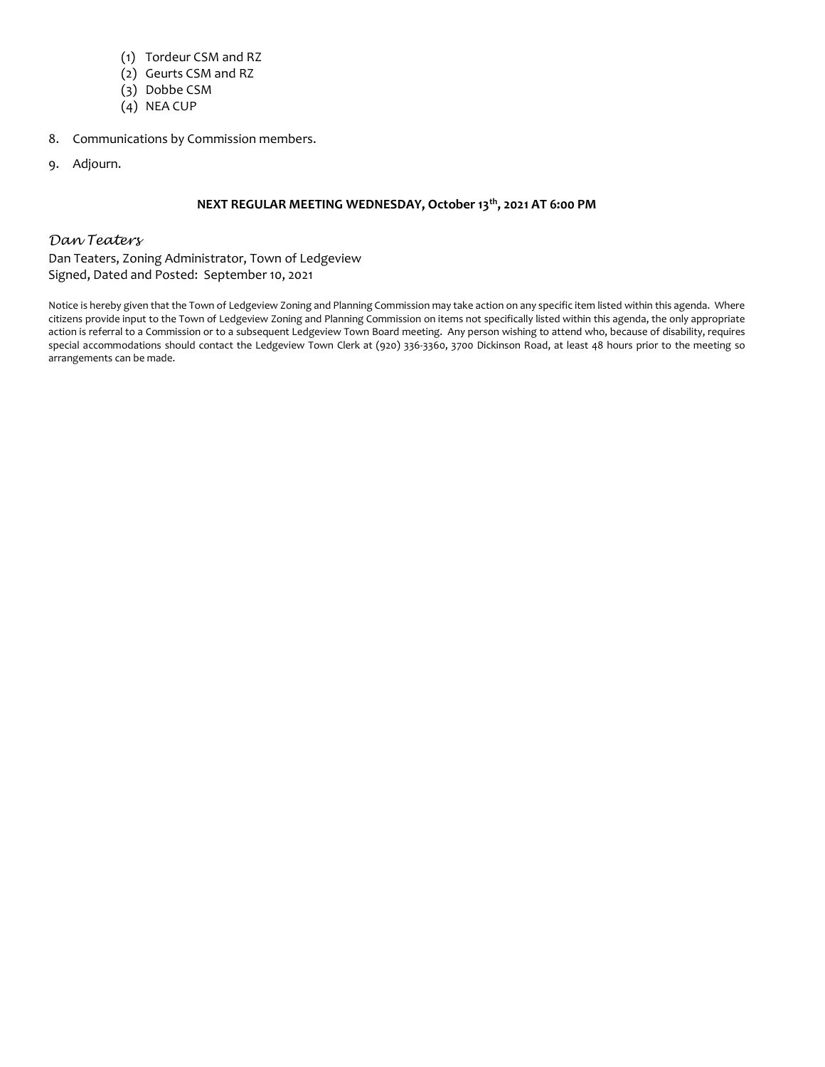(1) Tordeur CSM and RZ
(2) Geurts CSM and RZ
(3) Dobbe CSM
(4) NEA CUP

8. Communications by Commission members.

9. Adjourn.

**NEXT REGULAR MEETING WEDNESDAY, October 13th, 2021 AT 6:00 PM**

*Dan Teaters*

Dan Teaters, Zoning Administrator, Town of Ledgeview
Signed, Dated and Posted: September 10, 2021

Notice is hereby given that the Town of Ledgeview Zoning and Planning Commission may take action on any specific item listed within this agenda. Where citizens provide input to the Town of Ledgeview Zoning and Planning Commission on items not specifically listed within this agenda, the only appropriate action is referral to a Commission or to a subsequent Ledgeview Town Board meeting. Any person wishing to attend who, because of disability, requires special accommodations should contact the Ledgeview Town Clerk at (920) 336-3360, 3700 Dickinson Road, at least 48 hours prior to the meeting so arrangements can be made.